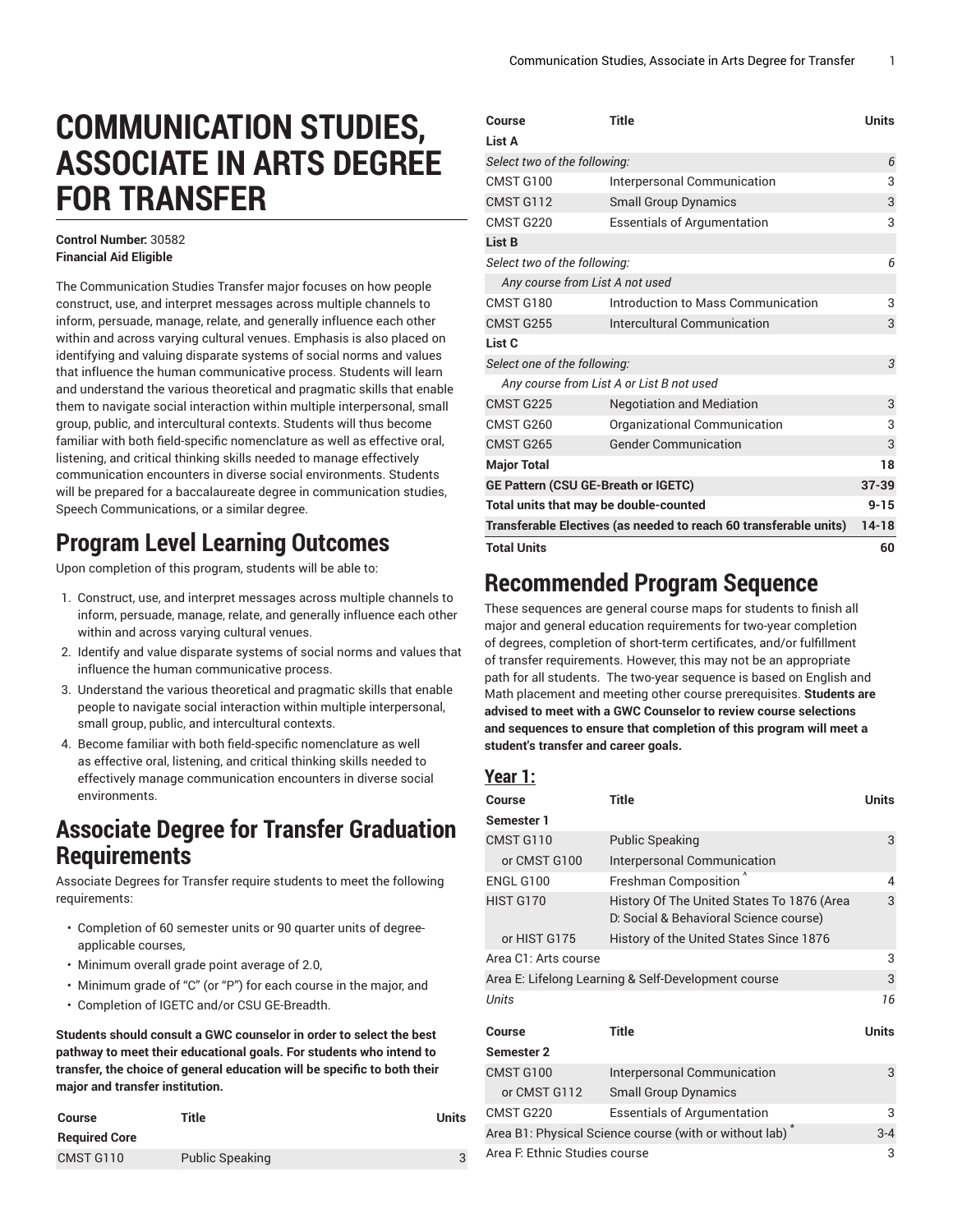# COMMUNICATION STUDIES, ASSOCIATE IN ARTS DEGREE FOR TRANSFER

**Control Number:** 30582
**Financial Aid Eligible**

The Communication Studies Transfer major focuses on how people construct, use, and interpret messages across multiple channels to inform, persuade, manage, relate, and generally influence each other within and across varying cultural venues. Emphasis is also placed on identifying and valuing disparate systems of social norms and values that influence the human communicative process. Students will learn and understand the various theoretical and pragmatic skills that enable them to navigate social interaction within multiple interpersonal, small group, public, and intercultural contexts. Students will thus become familiar with both field-specific nomenclature as well as effective oral, listening, and critical thinking skills needed to manage effectively communication encounters in diverse social environments. Students will be prepared for a baccalaureate degree in communication studies, Speech Communications, or a similar degree.

## Program Level Learning Outcomes

Upon completion of this program, students will be able to:

1. Construct, use, and interpret messages across multiple channels to inform, persuade, manage, relate, and generally influence each other within and across varying cultural venues.
2. Identify and value disparate systems of social norms and values that influence the human communicative process.
3. Understand the various theoretical and pragmatic skills that enable people to navigate social interaction within multiple interpersonal, small group, public, and intercultural contexts.
4. Become familiar with both field-specific nomenclature as well as effective oral, listening, and critical thinking skills needed to effectively manage communication encounters in diverse social environments.

## Associate Degree for Transfer Graduation Requirements

Associate Degrees for Transfer require students to meet the following requirements:

- Completion of 60 semester units or 90 quarter units of degree-applicable courses,
- Minimum overall grade point average of 2.0,
- Minimum grade of "C" (or "P") for each course in the major, and
- Completion of IGETC and/or CSU GE-Breadth.

**Students should consult a GWC counselor in order to select the best pathway to meet their educational goals. For students who intend to transfer, the choice of general education will be specific to both their major and transfer institution.**

| Course | Title | Units |
|---|---|---|
| **Required Core** | | |
| CMST G110 | Public Speaking | 3 |
| **List A** | | |
| *Select two of the following:* | | *6* |
| CMST G100 | Interpersonal Communication | 3 |
| CMST G112 | Small Group Dynamics | 3 |
| CMST G220 | Essentials of Argumentation | 3 |
| **List B** | | |
| *Select two of the following:* | | *6* |
| *Any course from List A not used* | | |
| CMST G180 | Introduction to Mass Communication | 3 |
| CMST G255 | Intercultural Communication | 3 |
| **List C** | | |
| *Select one of the following:* | | *3* |
| *Any course from List A or List B not used* | | |
| CMST G225 | Negotiation and Mediation | 3 |
| CMST G260 | Organizational Communication | 3 |
| CMST G265 | Gender Communication | 3 |
| **Major Total** | | **18** |
| **GE Pattern (CSU GE-Breath or IGETC)** | | **37-39** |
| **Total units that may be double-counted** | | **9-15** |
| **Transferable Electives (as needed to reach 60 transferable units)** | | **14-18** |
| **Total Units** | | **60** |

## Recommended Program Sequence

These sequences are general course maps for students to finish all major and general education requirements for two-year completion of degrees, completion of short-term certificates, and/or fulfillment of transfer requirements. However, this may not be an appropriate path for all students. The two-year sequence is based on English and Math placement and meeting other course prerequisites. **Students are advised to meet with a GWC Counselor to review course selections and sequences to ensure that completion of this program will meet a student's transfer and career goals.**

### Year 1:

| Course | Title | Units |
|---|---|---|
| **Semester 1** | | |
| CMST G110 | Public Speaking | 3 |
| or CMST G100 | Interpersonal Communication | |
| ENGL G100 | Freshman Composition ^ | 4 |
| HIST G170 | History Of The United States To 1876 (Area D: Social & Behavioral Science course) | 3 |
| or HIST G175 | History of the United States Since 1876 | |
| Area C1: Arts course | | 3 |
| Area E: Lifelong Learning & Self-Development course | | 3 |
| *Units* | | *16* |

| Course | Title | Units |
|---|---|---|
| **Semester 2** | | |
| CMST G100 | Interpersonal Communication | 3 |
| or CMST G112 | Small Group Dynamics | |
| CMST G220 | Essentials of Argumentation | 3 |
| Area B1: Physical Science course (with or without lab) * | | 3-4 |
| Area F: Ethnic Studies course | | 3 |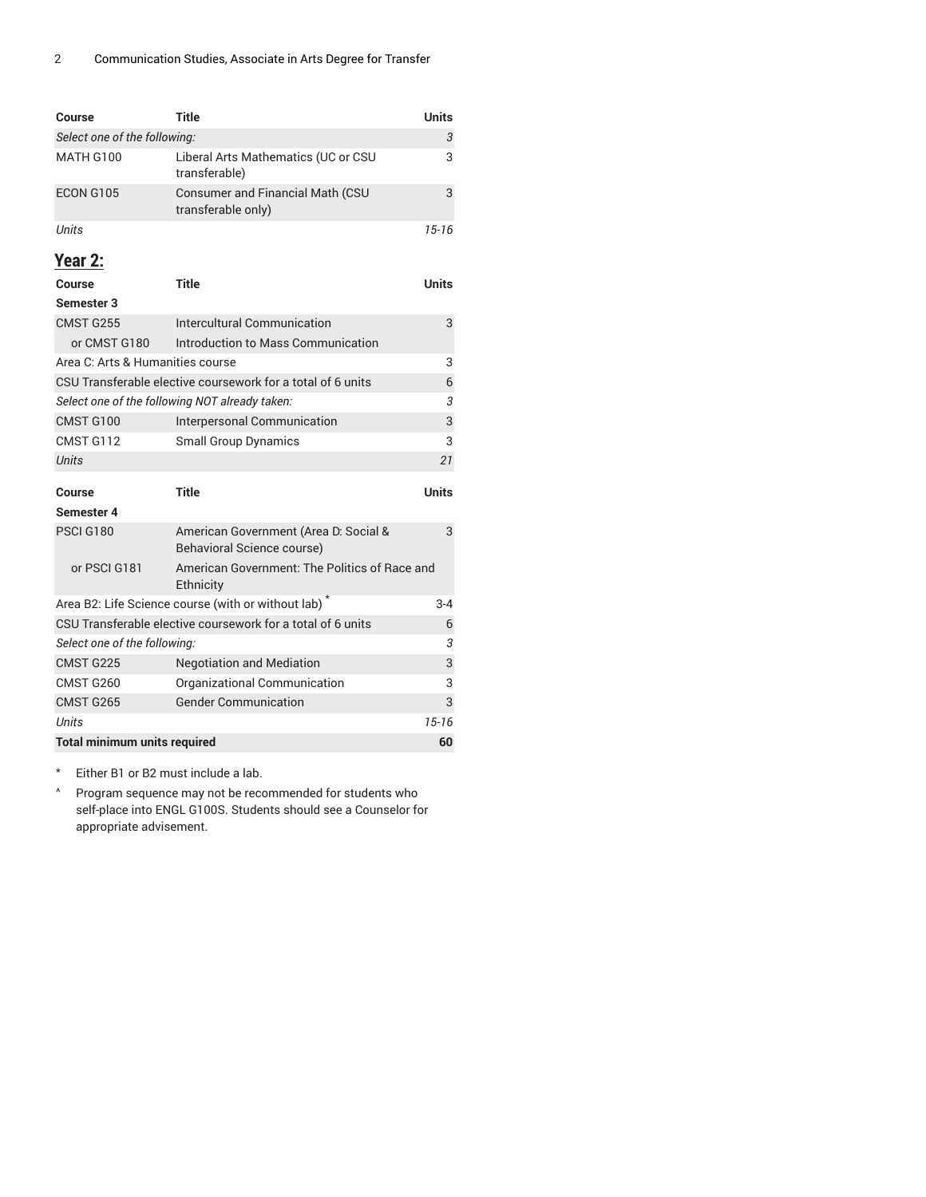| Course | Title | Units |
| --- | --- | --- |
| *Select one of the following:* | | *3* |
| MATH G100 | Liberal Arts Mathematics (UC or CSU transferable) | 3 |
| ECON G105 | Consumer and Financial Math (CSU transferable only) | 3 |
| *Units* | | *15-16* |

## Year 2:

| Course | Title | Units |
| --- | --- | --- |
| **Semester 3** | | |
| CMST G255 | Intercultural Communication | 3 |
| or CMST G180 | Introduction to Mass Communication | |
| Area C: Arts & Humanities course | | 3 |
| CSU Transferable elective coursework for a total of 6 units | | 6 |
| *Select one of the following NOT already taken:* | | *3* |
| CMST G100 | Interpersonal Communication | 3 |
| CMST G112 | Small Group Dynamics | 3 |
| *Units* | | *21* |

| Course | Title | Units |
| --- | --- | --- |
| **Semester 4** | | |
| PSCI G180 | American Government (Area D: Social & Behavioral Science course) | 3 |
| or PSCI G181 | American Government: The Politics of Race and Ethnicity | |
| Area B2: Life Science course (with or without lab) * | | 3-4 |
| CSU Transferable elective coursework for a total of 6 units | | 6 |
| *Select one of the following:* | | *3* |
| CMST G225 | Negotiation and Mediation | 3 |
| CMST G260 | Organizational Communication | 3 |
| CMST G265 | Gender Communication | 3 |
| *Units* | | *15-16* |
| **Total minimum units required** | | **60** |

\* Either B1 or B2 must include a lab.

^ Program sequence may not be recommended for students who self-place into ENGL G100S. Students should see a Counselor for appropriate advisement.